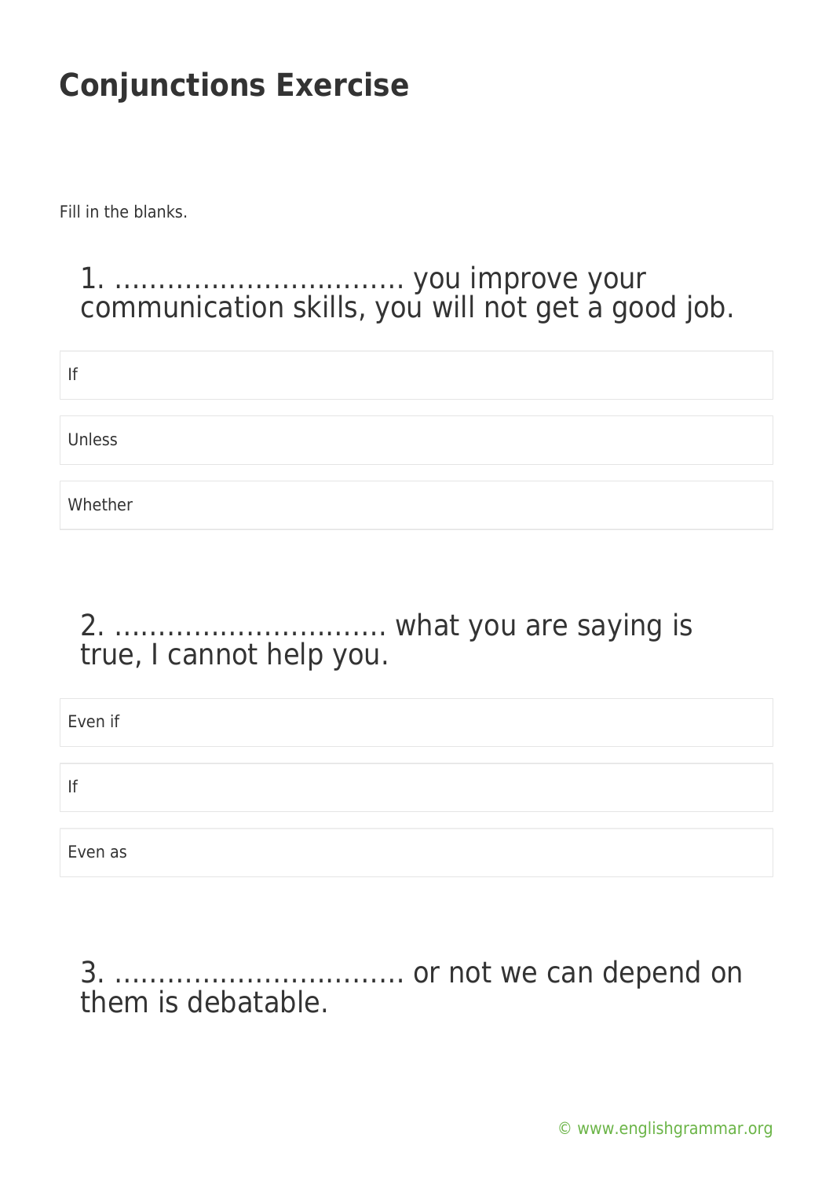# Conjunctions Exercise

Fill in the blanks.

## 1. …………………………… you improve your communication skills, you will not get a good job.

- If
- Unless
- Whether

## 2. ………………………… what you are saying is true, I cannot help you.

- Even if
- If
- Even as

## 3. …………………………… or not we can depend on them is debatable.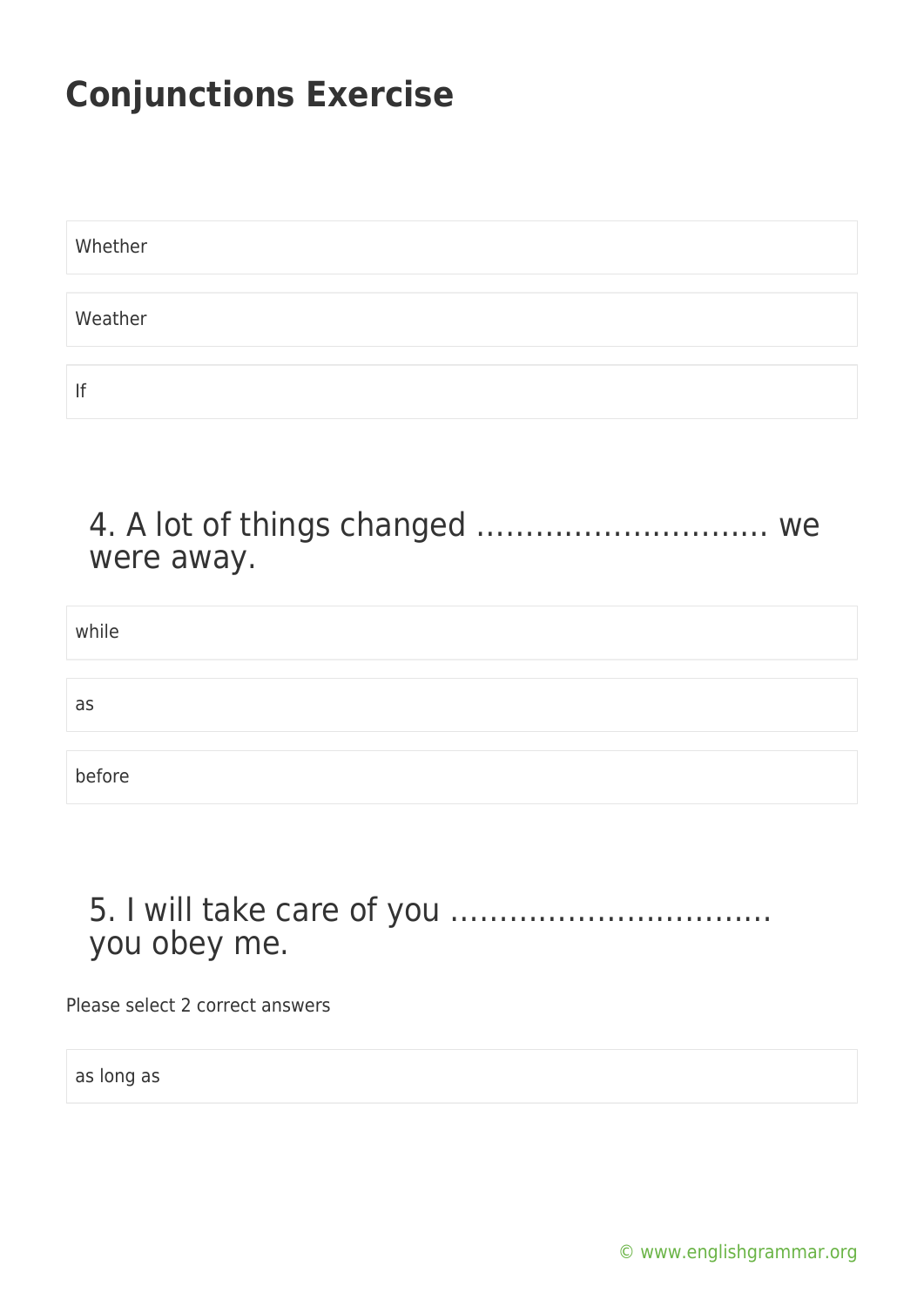# Conjunctions Exercise

Whether

Weather

If

## 4. A lot of things changed ………………………… we were away.

while

as

before

## 5. I will take care of you …………………………… you obey me.

Please select 2 correct answers

as long as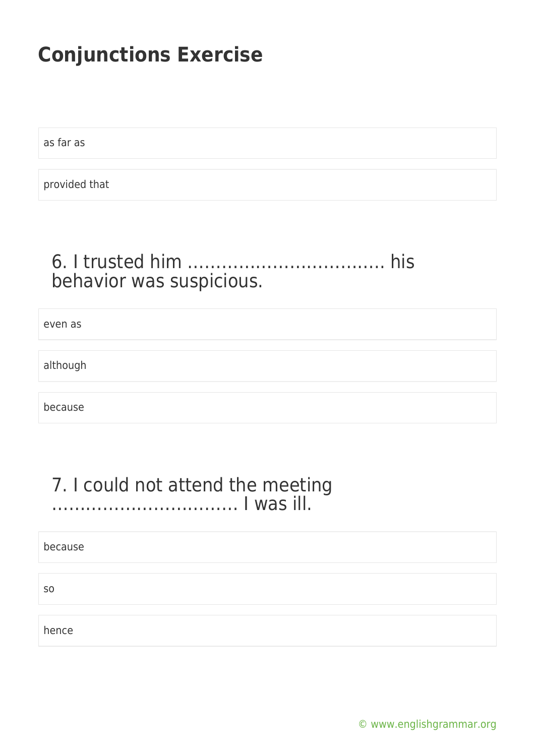# Conjunctions Exercise

as far as

provided that

### 6. I trusted him ……………………………… his behavior was suspicious.

even as

although

because

### 7. I could not attend the meeting …………………………… I was ill.

because

so

hence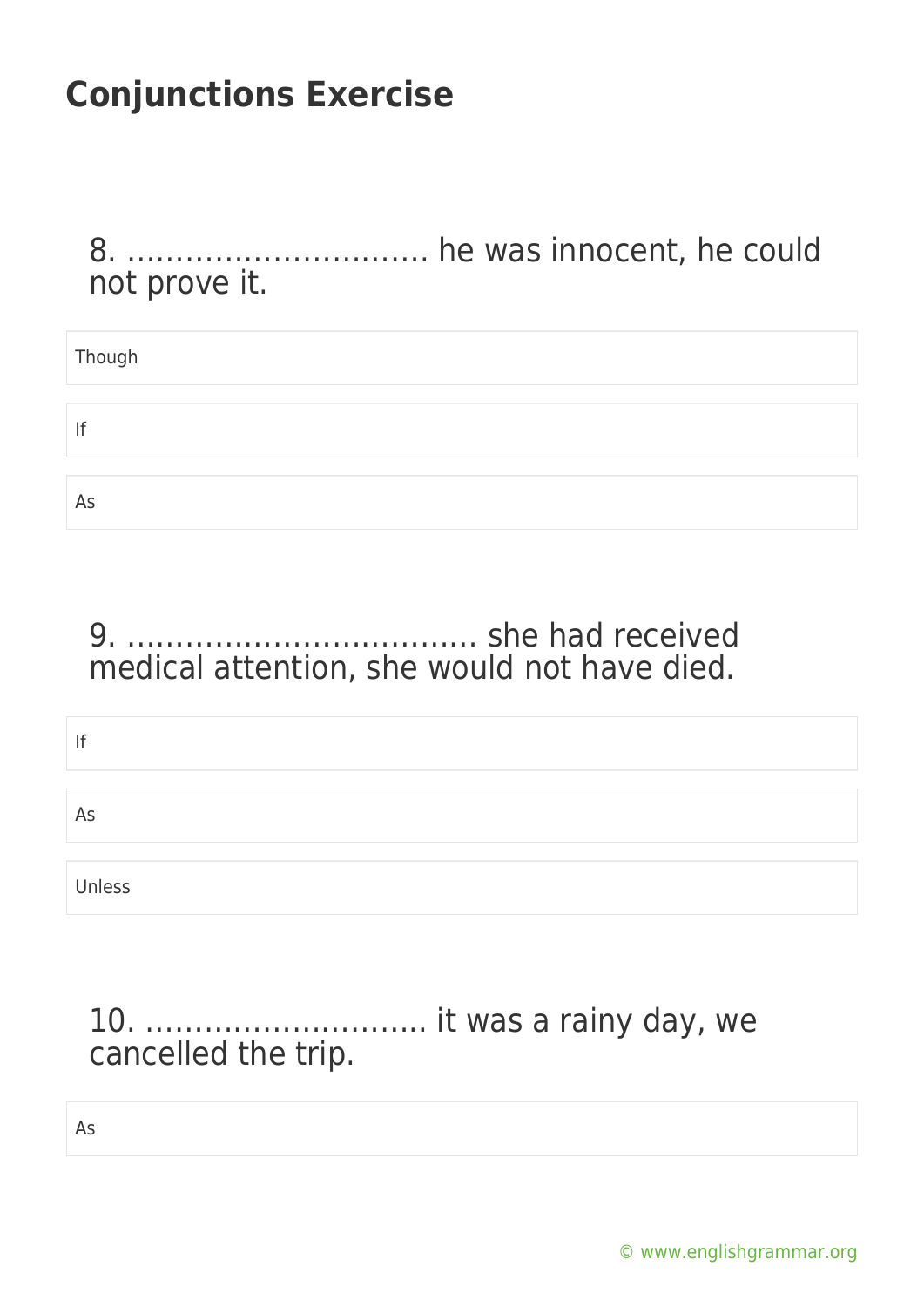## Conjunctions Exercise

8. ……………………………. he was innocent, he could not prove it.

- Though
- If
- As

9. ……………………………… she had received medical attention, she would not have died.

- If
- As
- Unless

10. ……………………….. it was a rainy day, we cancelled the trip.

- As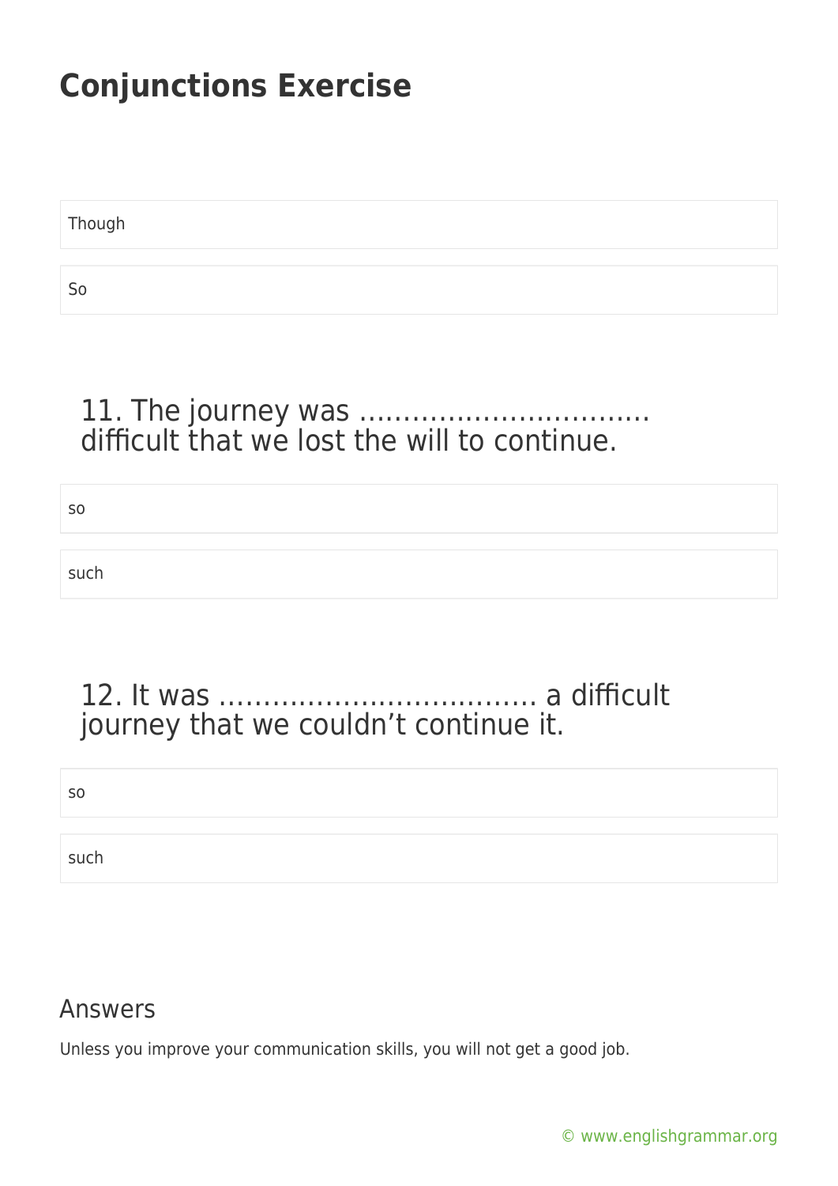# Conjunctions Exercise

Though

So

### 11. The journey was …………………………… difficult that we lost the will to continue.

so

such

### 12. It was ……………………………… a difficult journey that we couldn't continue it.

so

such

## Answers

Unless you improve your communication skills, you will not get a good job.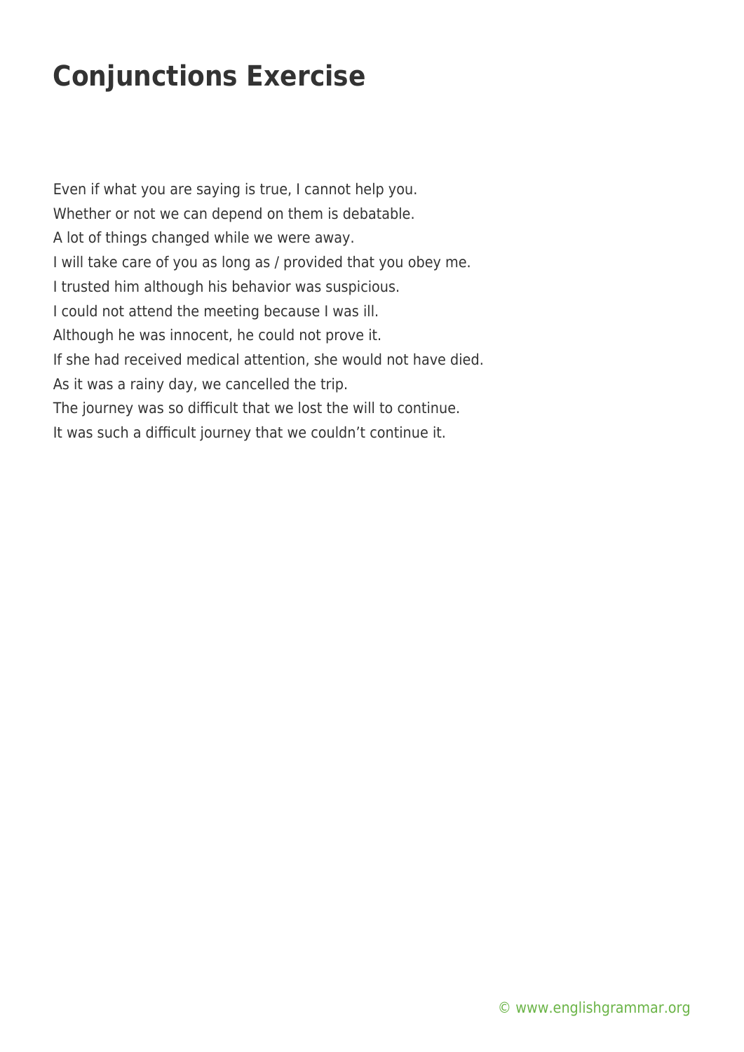# Conjunctions Exercise

Even if what you are saying is true, I cannot help you.
Whether or not we can depend on them is debatable.
A lot of things changed while we were away.
I will take care of you as long as / provided that you obey me.
I trusted him although his behavior was suspicious.
I could not attend the meeting because I was ill.
Although he was innocent, he could not prove it.
If she had received medical attention, she would not have died.
As it was a rainy day, we cancelled the trip.
The journey was so difficult that we lost the will to continue.
It was such a difficult journey that we couldn't continue it.